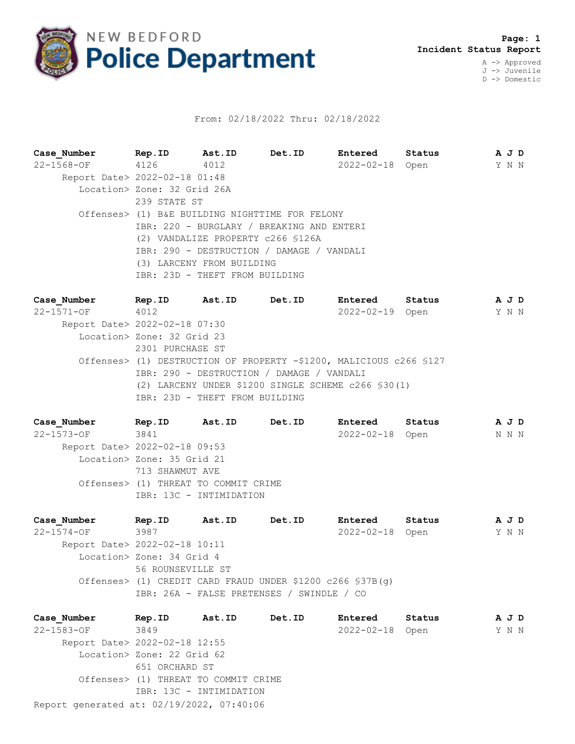# NEW BEDFORD Police Department

**Page: 1**
**Incident Status Report**

A -> Approved
J -> Juvenile
D -> Domestic

From: 02/18/2022 Thru: 02/18/2022

| Case_Number | Rep.ID | Ast.ID | Det.ID | Entered | Status | A J D |
|---|---|---|---|---|---|---|
| 22-1568-OF | 4126 | 4012 | | 2022-02-18 | Open | Y N N |

Report Date> 2022-02-18 01:48
Location> Zone: 32 Grid 26A
239 STATE ST
Offenses> (1) B&E BUILDING NIGHTTIME FOR FELONY
IBR: 220 - BURGLARY / BREAKING AND ENTERI
(2) VANDALIZE PROPERTY c266 §126A
IBR: 290 - DESTRUCTION / DAMAGE / VANDALI
(3) LARCENY FROM BUILDING
IBR: 23D - THEFT FROM BUILDING

| Case_Number | Rep.ID | Ast.ID | Det.ID | Entered | Status | A J D |
|---|---|---|---|---|---|---|
| 22-1571-OF | 4012 | | | 2022-02-19 | Open | Y N N |

Report Date> 2022-02-18 07:30
Location> Zone: 32 Grid 23
2301 PURCHASE ST
Offenses> (1) DESTRUCTION OF PROPERTY -$1200, MALICIOUS c266 §127
IBR: 290 - DESTRUCTION / DAMAGE / VANDALI
(2) LARCENY UNDER $1200 SINGLE SCHEME c266 §30(1)
IBR: 23D - THEFT FROM BUILDING

| Case_Number | Rep.ID | Ast.ID | Det.ID | Entered | Status | A J D |
|---|---|---|---|---|---|---|
| 22-1573-OF | 3841 | | | 2022-02-18 | Open | N N N |

Report Date> 2022-02-18 09:53
Location> Zone: 35 Grid 21
713 SHAWMUT AVE
Offenses> (1) THREAT TO COMMIT CRIME
IBR: 13C - INTIMIDATION

| Case_Number | Rep.ID | Ast.ID | Det.ID | Entered | Status | A J D |
|---|---|---|---|---|---|---|
| 22-1574-OF | 3987 | | | 2022-02-18 | Open | Y N N |

Report Date> 2022-02-18 10:11
Location> Zone: 34 Grid 4
56 ROUNSEVILLE ST
Offenses> (1) CREDIT CARD FRAUD UNDER $1200 c266 §37B(g)
IBR: 26A - FALSE PRETENSES / SWINDLE / CO

| Case_Number | Rep.ID | Ast.ID | Det.ID | Entered | Status | A J D |
|---|---|---|---|---|---|---|
| 22-1583-OF | 3849 | | | 2022-02-18 | Open | Y N N |

Report Date> 2022-02-18 12:55
Location> Zone: 22 Grid 62
651 ORCHARD ST
Offenses> (1) THREAT TO COMMIT CRIME
IBR: 13C - INTIMIDATION

Report generated at: 02/19/2022, 07:40:06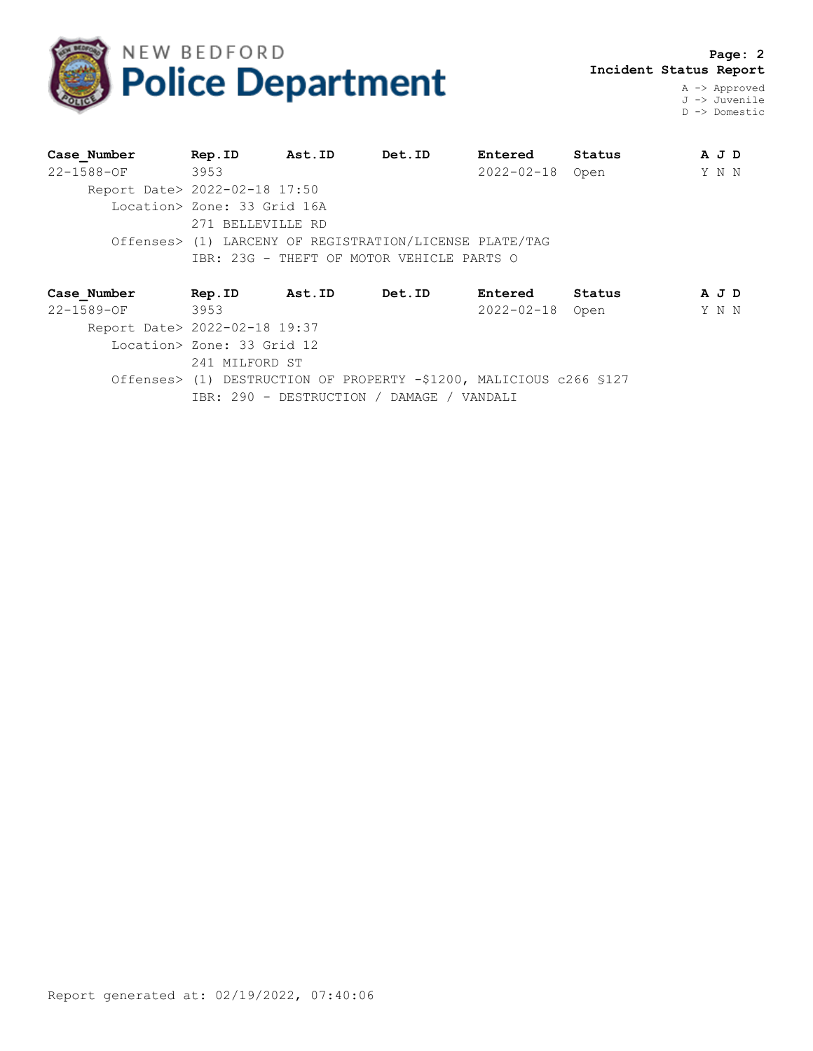NEW BEDFORD **Police Department**

**Page: 2**
**Incident Status Report**

A -> Approved
J -> Juvenile
D -> Domestic

| **Case_Number** | **Rep.ID** | **Ast.ID** | **Det.ID** | **Entered** | **Status** | **A J D** |
|---|---|---|---|---|---|---|
| 22-1588-OF | 3953 | | | 2022-02-18 | Open | Y N N |

Report Date> 2022-02-18 17:50
Location> Zone: 33 Grid 16A
271 BELLEVILLE RD
Offenses> (1) LARCENY OF REGISTRATION/LICENSE PLATE/TAG
IBR: 23G - THEFT OF MOTOR VEHICLE PARTS O

| **Case_Number** | **Rep.ID** | **Ast.ID** | **Det.ID** | **Entered** | **Status** | **A J D** |
|---|---|---|---|---|---|---|
| 22-1589-OF | 3953 | | | 2022-02-18 | Open | Y N N |

Report Date> 2022-02-18 19:37
Location> Zone: 33 Grid 12
241 MILFORD ST
Offenses> (1) DESTRUCTION OF PROPERTY -$1200, MALICIOUS c266 §127
IBR: 290 - DESTRUCTION / DAMAGE / VANDALI

Report generated at: 02/19/2022, 07:40:06